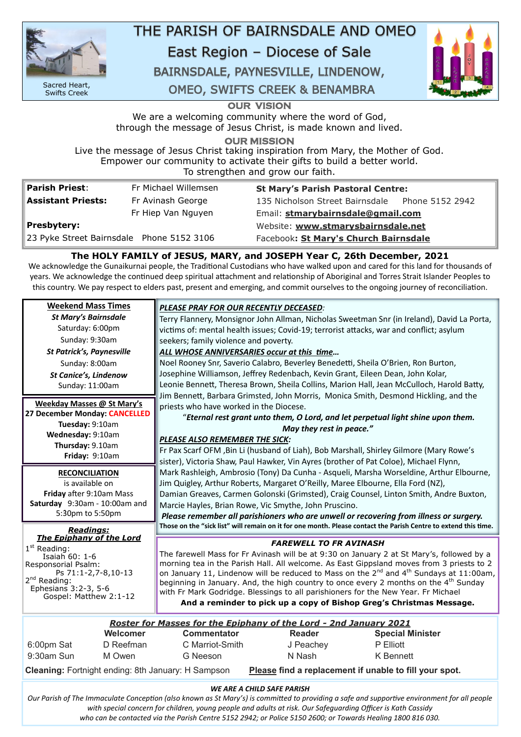# THE PARISH OF BAIRNSDALE AND OMEO

## East Region – Diocese of Sale

### BAIRNSDALE, PAYNESVILLE, LINDENOW, OMEO, SWIFTS CREEK & BENAMBRA

Sacred Heart, Swifts Creek

**OUR VISION**

We are a welcoming community where the word of God, through the message of Jesus Christ, is made known and lived.

**OUR MISSION**

Live the message of Jesus Christ taking inspiration from Mary, the Mother of God. Empower our community to activate their gifts to build a better world. To strengthen and grow our faith.

| | | |
|---|---|---|
| **Parish Priest**: | Fr Michael Willemsen | **St Mary's Parish Pastoral Centre:** |
| **Assistant Priests:** | Fr Avinash George | 135 Nicholson Street Bairnsdale Phone 5152 2942 |
| | Fr Hiep Van Nguyen | Email: **stmarybairnsdale@gmail.com** |
| **Presbytery:** | | Website: **www.stmarysbairnsdale.net** |
| 23 Pyke Street Bairnsdale | Phone 5152 3106 | Facebook: **St Mary's Church Bairnsdale** |

**The HOLY FAMILY of JESUS, MARY, and JOSEPH Year C, 26th December, 2021**

We acknowledge the Gunaikurnai people, the Traditional Custodians who have walked upon and cared for this land for thousands of years. We acknowledge the continued deep spiritual attachment and relationship of Aboriginal and Torres Strait Islander Peoples to this country. We pay respect to elders past, present and emerging, and commit ourselves to the ongoing journey of reconciliation.

**Weekend Mass Times**

***St Mary's Bairnsdale***
Saturday: 6:00pm
Sunday: 9:30am

***St Patrick's, Paynesville***
Sunday: 8:00am

***St Canice's, Lindenow***
Sunday: 11:00am

**Weekday Masses @ St Mary's**

**27 December Monday: CANCELLED**
**Tuesday:** 9:10am
**Wednesday:** 9:10am
**Thursday:** 9.10am
**Friday:** 9:10am

**RECONCILIATION**

is available on
**Friday** after 9:10am Mass
**Saturday** 9:30am - 10:00am and 5:30pm to 5:50pm

***Readings:***
***The Epiphany of the Lord***

1st Reading: Isaiah 60: 1-6
Responsorial Psalm: Ps 71:1-2,7-8,10-13
2nd Reading: Ephesians 3:2-3, 5-6
Gospel: Matthew 2:1-12

***PLEASE PRAY FOR OUR RECENTLY DECEASED:***

Terry Flannery, Monsignor John Allman, Nicholas Sweetman Snr (in Ireland), David La Porta, victims of: mental health issues; Covid-19; terrorist attacks, war and conflict; asylum seekers; family violence and poverty.

***ALL WHOSE ANNIVERSARIES occur at this time…***

Noel Rooney Snr, Saverio Calabro, Beverley Benedetti, Sheila O'Brien, Ron Burton, Josephine Williamson, Jeffrey Redenbach, Kevin Grant, Eileen Dean, John Kolar, Leonie Bennett, Theresa Brown, Sheila Collins, Marion Hall, Jean McCulloch, Harold Batty, Jim Bennett, Barbara Grimsted, John Morris, Monica Smith, Desmond Hickling, and the priests who have worked in the Diocese.

"***Eternal rest grant unto them, O Lord, and let perpetual light shine upon them. May they rest in peace."***

***PLEASE ALSO REMEMBER THE SICK:***

Fr Pax Scarf OFM ,Bin Li (husband of Liah), Bob Marshall, Shirley Gilmore (Mary Rowe's sister), Victoria Shaw, Paul Hawker, Vin Ayres (brother of Pat Coloe), Michael Flynn, Mark Rashleigh, Ambrosio (Tony) Da Cunha - Asqueli, Marsha Worseldine, Arthur Elbourne, Jim Quigley, Arthur Roberts, Margaret O'Reilly, Maree Elbourne, Ella Ford (NZ), Damian Greaves, Carmen Golonski (Grimsted), Craig Counsel, Linton Smith, Andre Buxton, Marcie Hayles, Brian Rowe, Vic Smythe, John Pruscino.

***Please remember all parishioners who are unwell or recovering from illness or surgery.***

**Those on the "sick list" will remain on it for one month. Please contact the Parish Centre to extend this time.**

***FAREWELL TO FR AVINASH***

The farewell Mass for Fr Avinash will be at 9:30 on January 2 at St Mary's, followed by a morning tea in the Parish Hall. All welcome. As East Gippsland moves from 3 priests to 2 on January 11, Lindenow will be reduced to Mass on the 2nd and 4th Sundays at 11:00am, beginning in January. And, the high country to once every 2 months on the 4th Sunday with Fr Mark Godridge. Blessings to all parishioners for the New Year. Fr Michael

**And a reminder to pick up a copy of Bishop Greg's Christmas Message.**

***Roster for Masses for the Epiphany of the Lord - 2nd January 2021***

| | Welcomer | Commentator | Reader | Special Minister |
|---|---|---|---|---|
| 6:00pm Sat | D Reefman | C Marriot-Smith | J Peachey | P Elliott |
| 9:30am Sun | M Owen | G Neeson | N Nash | K Bennett |

**Cleaning:** Fortnight ending: 8th January: H Sampson **Please find a replacement if unable to fill your spot.**

***WE ARE A CHILD SAFE PARISH***

*Our Parish of The Immaculate Conception (also known as St Mary's) is committed to providing a safe and supportive environment for all people with special concern for children, young people and adults at risk. Our Safeguarding Officer is Kath Cassidy who can be contacted via the Parish Centre 5152 2942; or Police 5150 2600; or Towards Healing 1800 816 030.*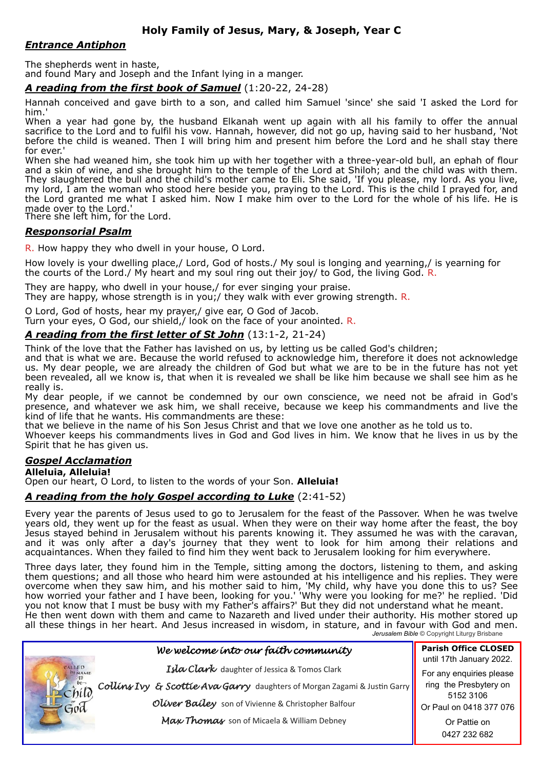## Holy Family of Jesus, Mary, & Joseph, Year C

***Entrance Antiphon***

The shepherds went in haste,
and found Mary and Joseph and the Infant lying in a manger.

***A reading from the first book of Samuel*** (1:20-22, 24-28)

Hannah conceived and gave birth to a son, and called him Samuel 'since' she said 'I asked the Lord for him.'
When a year had gone by, the husband Elkanah went up again with all his family to offer the annual sacrifice to the Lord and to fulfil his vow. Hannah, however, did not go up, having said to her husband, 'Not before the child is weaned. Then I will bring him and present him before the Lord and he shall stay there for ever.'
When she had weaned him, she took him up with her together with a three-year-old bull, an ephah of flour and a skin of wine, and she brought him to the temple of the Lord at Shiloh; and the child was with them. They slaughtered the bull and the child's mother came to Eli. She said, 'If you please, my lord. As you live, my lord, I am the woman who stood here beside you, praying to the Lord. This is the child I prayed for, and the Lord granted me what I asked him. Now I make him over to the Lord for the whole of his life. He is made over to the Lord.'
There she left him, for the Lord.

***Responsorial Psalm***

R. How happy they who dwell in your house, O Lord.

How lovely is your dwelling place,/ Lord, God of hosts./ My soul is longing and yearning,/ is yearning for the courts of the Lord./ My heart and my soul ring out their joy/ to God, the living God. R.

They are happy, who dwell in your house,/ for ever singing your praise.
They are happy, whose strength is in you;/ they walk with ever growing strength. R.

O Lord, God of hosts, hear my prayer,/ give ear, O God of Jacob.
Turn your eyes, O God, our shield,/ look on the face of your anointed. R.

***A reading from the first letter of St John*** (13:1-2, 21-24)

Think of the love that the Father has lavished on us, by letting us be called God's children;
and that is what we are. Because the world refused to acknowledge him, therefore it does not acknowledge us. My dear people, we are already the children of God but what we are to be in the future has not yet been revealed, all we know is, that when it is revealed we shall be like him because we shall see him as he really is.
My dear people, if we cannot be condemned by our own conscience, we need not be afraid in God's presence, and whatever we ask him, we shall receive, because we keep his commandments and live the kind of life that he wants. His commandments are these:
that we believe in the name of his Son Jesus Christ and that we love one another as he told us to.
Whoever keeps his commandments lives in God and God lives in him. We know that he lives in us by the Spirit that he has given us.

***Gospel Acclamation***

**Alleluia, Alleluia!**
Open our heart, O Lord, to listen to the words of your Son. **Alleluia!**

***A reading from the holy Gospel according to Luke*** (2:41-52)

Every year the parents of Jesus used to go to Jerusalem for the feast of the Passover. When he was twelve years old, they went up for the feast as usual. When they were on their way home after the feast, the boy Jesus stayed behind in Jerusalem without his parents knowing it. They assumed he was with the caravan, and it was only after a day's journey that they went to look for him among their relations and acquaintances. When they failed to find him they went back to Jerusalem looking for him everywhere.

Three days later, they found him in the Temple, sitting among the doctors, listening to them, and asking them questions; and all those who heard him were astounded at his intelligence and his replies. They were overcome when they saw him, and his mother said to him, 'My child, why have you done this to us? See how worried your father and I have been, looking for you.' 'Why were you looking for me?' he replied. 'Did you not know that I must be busy with my Father's affairs?' But they did not understand what he meant.
He then went down with them and came to Nazareth and lived under their authority. His mother stored up all these things in her heart. And Jesus increased in wisdom, in stature, and in favour with God and men.

*Jerusalem Bible* © Copyright Liturgy Brisbane

*We welcome into our faith community*

*Isla Clark* daughter of Jessica & Tomos Clark

*Collins Ivy & Scottie Ava Garry* daughters of Morgan Zagami & Justin Garry

*Oliver Bailey* son of Vivienne & Christopher Balfour

*Max Thomas* son of Micaela & William Debney

**Parish Office CLOSED**
until 17th January 2022.

For any enquiries please ring the Presbytery on 5152 3106
Or Paul on 0418 377 076

Or Pattie on 0427 232 682